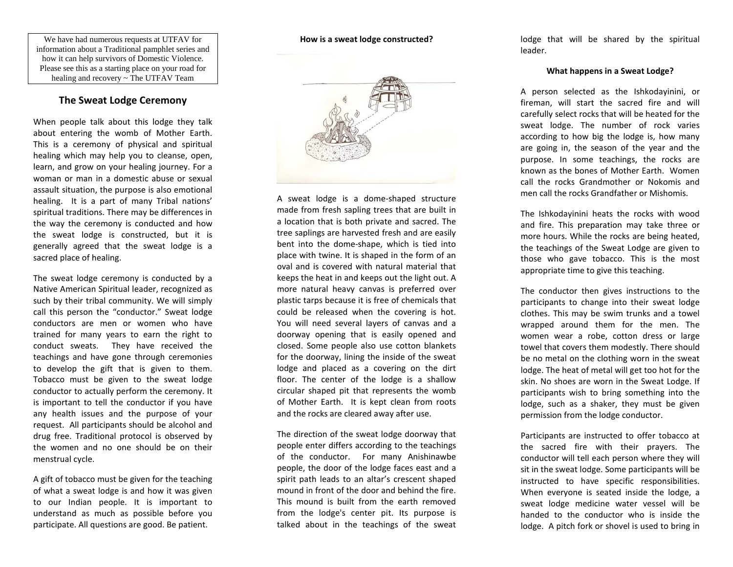We have had numerous requests at UTFAV for information about a Traditional pamphlet series and how it can help survivors of Domestic Violence. Please see this as a starting place on your road for healing and recovery ~ The UTFAV Team

## The Sweat Lodge Ceremony

When people talk about this lodge they talk about entering the womb of Mother Earth. This is a ceremony of physical and spiritual healing which may help you to cleanse, open, learn, and grow on your healing journey. For a woman or man in a domestic abuse or sexual assault situation, the purpose is also emotional healing. It is a part of many Tribal nations' spiritual traditions. There may be differences in the way the ceremony is conducted and how the sweat lodge is constructed, but it is generally agreed that the sweat lodge is a sacred place of healing.

The sweat lodge ceremony is conducted by a Native American Spiritual leader, recognized as such by their tribal community. We will simply call this person the "conductor." Sweat lodge conductors are men or women who have trained for many years to earn the right to conduct sweats. They have received the teachings and have gone through ceremonies to develop the gift that is given to them. Tobacco must be given to the sweat lodge conductor to actually perform the ceremony. It is important to tell the conductor if you have any health issues and the purpose of your request. All participants should be alcohol and drug free. Traditional protocol is observed by the women and no one should be on their menstrual cycle.

A gift of tobacco must be given for the teaching of what a sweat lodge is and how it was given to our Indian people. It is important to understand as much as possible before you participate. All questions are good. Be patient.

**How is a sweat lodge constructed?**

A sweat lodge is a dome-shaped structure made from fresh sapling trees that are built in a location that is both private and sacred. The tree saplings are harvested fresh and are easily bent into the dome-shape, which is tied into place with twine. It is shaped in the form of an oval and is covered with natural material that keeps the heat in and keeps out the light out. A more natural heavy canvas is preferred over plastic tarps because it is free of chemicals that could be released when the covering is hot. You will need several layers of canvas and a doorway opening that is easily opened and closed. Some people also use cotton blankets for the doorway, lining the inside of the sweat lodge and placed as a covering on the dirt floor. The center of the lodge is a shallow circular shaped pit that represents the womb of Mother Earth. It is kept clean from roots and the rocks are cleared away after use.

The direction of the sweat lodge doorway that people enter differs according to the teachings of the conductor. For many Anishinawbe people, the door of the lodge faces east and a spirit path leads to an altar's crescent shaped mound in front of the door and behind the fire. This mound is built from the earth removed from the lodge's center pit. Its purpose is talked about in the teachings of the sweat lodge that will be shared by the spiritual leader.

**What happens in a Sweat Lodge?**

A person selected as the Ishkodayinini, or fireman, will start the sacred fire and will carefully select rocks that will be heated for the sweat lodge. The number of rock varies according to how big the lodge is, how many are going in, the season of the year and the purpose. In some teachings, the rocks are known as the bones of Mother Earth. Women call the rocks Grandmother or Nokomis and men call the rocks Grandfather or Mishomis.

The Ishkodayinini heats the rocks with wood and fire. This preparation may take three or more hours. While the rocks are being heated, the teachings of the Sweat Lodge are given to those who gave tobacco. This is the most appropriate time to give this teaching.

The conductor then gives instructions to the participants to change into their sweat lodge clothes. This may be swim trunks and a towel wrapped around them for the men. The women wear a robe, cotton dress or large towel that covers them modestly. There should be no metal on the clothing worn in the sweat lodge. The heat of metal will get too hot for the skin. No shoes are worn in the Sweat Lodge. If participants wish to bring something into the lodge, such as a shaker, they must be given permission from the lodge conductor.

Participants are instructed to offer tobacco at the sacred fire with their prayers. The conductor will tell each person where they will sit in the sweat lodge. Some participants will be instructed to have specific responsibilities. When everyone is seated inside the lodge, a sweat lodge medicine water vessel will be handed to the conductor who is inside the lodge. A pitch fork or shovel is used to bring in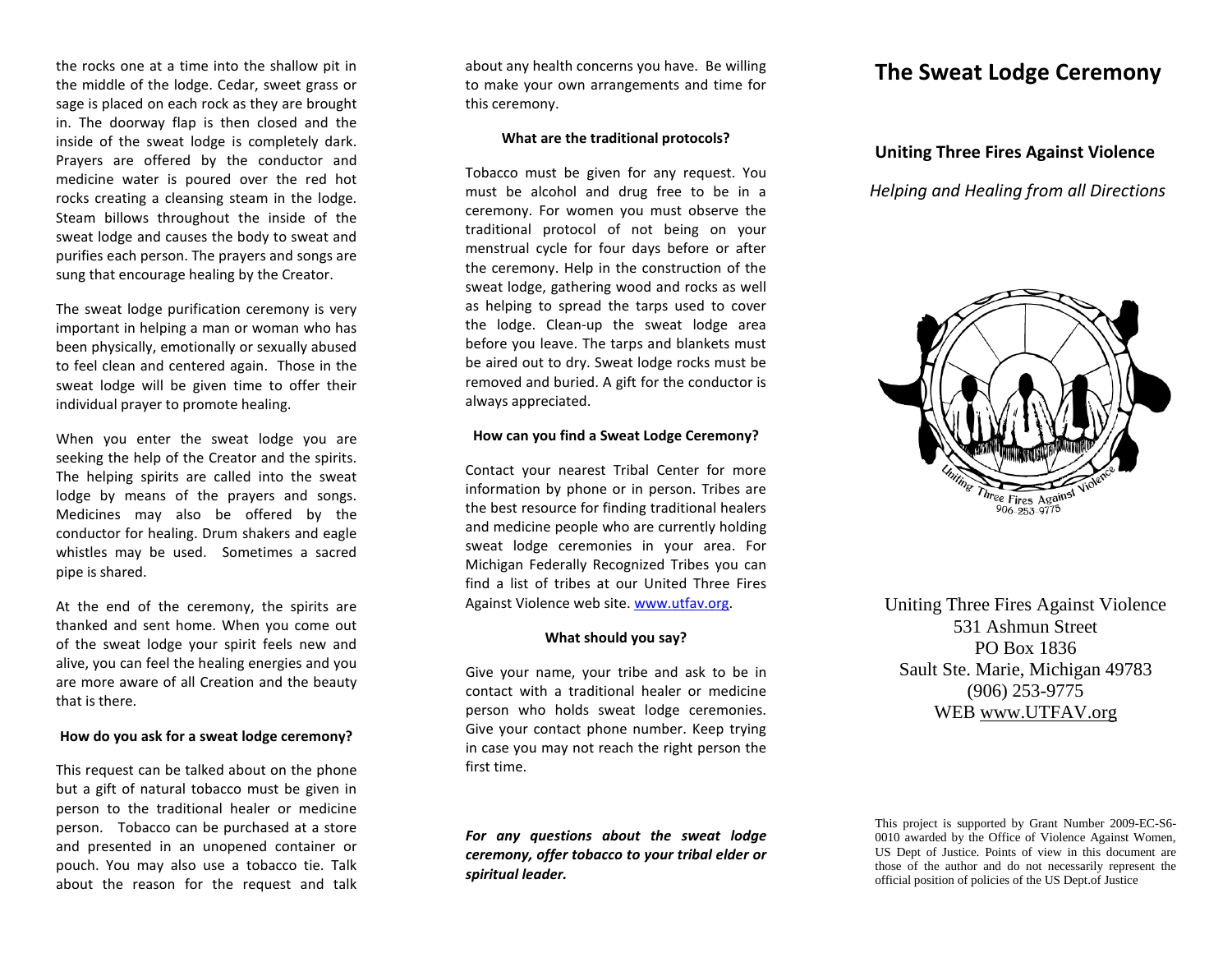the rocks one at a time into the shallow pit in the middle of the lodge. Cedar, sweet grass or sage is placed on each rock as they are brought in. The doorway flap is then closed and the inside of the sweat lodge is completely dark. Prayers are offered by the conductor and medicine water is poured over the red hot rocks creating a cleansing steam in the lodge. Steam billows throughout the inside of the sweat lodge and causes the body to sweat and purifies each person. The prayers and songs are sung that encourage healing by the Creator.

The sweat lodge purification ceremony is very important in helping a man or woman who has been physically, emotionally or sexually abused to feel clean and centered again. Those in the sweat lodge will be given time to offer their individual prayer to promote healing.

When you enter the sweat lodge you are seeking the help of the Creator and the spirits. The helping spirits are called into the sweat lodge by means of the prayers and songs. Medicines may also be offered by the conductor for healing. Drum shakers and eagle whistles may be used. Sometimes a sacred pipe is shared.

At the end of the ceremony, the spirits are thanked and sent home. When you come out of the sweat lodge your spirit feels new and alive, you can feel the healing energies and you are more aware of all Creation and the beauty that is there.

### How do you ask for a sweat lodge ceremony?

This request can be talked about on the phone but a gift of natural tobacco must be given in person to the traditional healer or medicine person. Tobacco can be purchased at a store and presented in an unopened container or pouch. You may also use a tobacco tie. Talk about the reason for the request and talk about any health concerns you have. Be willing to make your own arrangements and time for this ceremony.

### What are the traditional protocols?

Tobacco must be given for any request. You must be alcohol and drug free to be in a ceremony. For women you must observe the traditional protocol of not being on your menstrual cycle for four days before or after the ceremony. Help in the construction of the sweat lodge, gathering wood and rocks as well as helping to spread the tarps used to cover the lodge. Clean-up the sweat lodge area before you leave. The tarps and blankets must be aired out to dry. Sweat lodge rocks must be removed and buried. A gift for the conductor is always appreciated.

### How can you find a Sweat Lodge Ceremony?

Contact your nearest Tribal Center for more information by phone or in person. Tribes are the best resource for finding traditional healers and medicine people who are currently holding sweat lodge ceremonies in your area. For Michigan Federally Recognized Tribes you can find a list of tribes at our United Three Fires Against Violence web site. www.utfav.org.

### What should you say?

Give your name, your tribe and ask to be in contact with a traditional healer or medicine person who holds sweat lodge ceremonies. Give your contact phone number. Keep trying in case you may not reach the right person the first time.

***For any questions about the sweat lodge ceremony, offer tobacco to your tribal elder or spiritual leader.***

# The Sweat Lodge Ceremony

## Uniting Three Fires Against Violence

*Helping and Healing from all Directions*

Uniting Three Fires Against Violence
906-253-9775

Uniting Three Fires Against Violence
531 Ashmun Street
PO Box 1836
Sault Ste. Marie, Michigan 49783
(906) 253-9775
WEB www.UTFAV.org

This project is supported by Grant Number 2009-EC-S6-0010 awarded by the Office of Violence Against Women, US Dept of Justice. Points of view in this document are those of the author and do not necessarily represent the official position of policies of the US Dept.of Justice